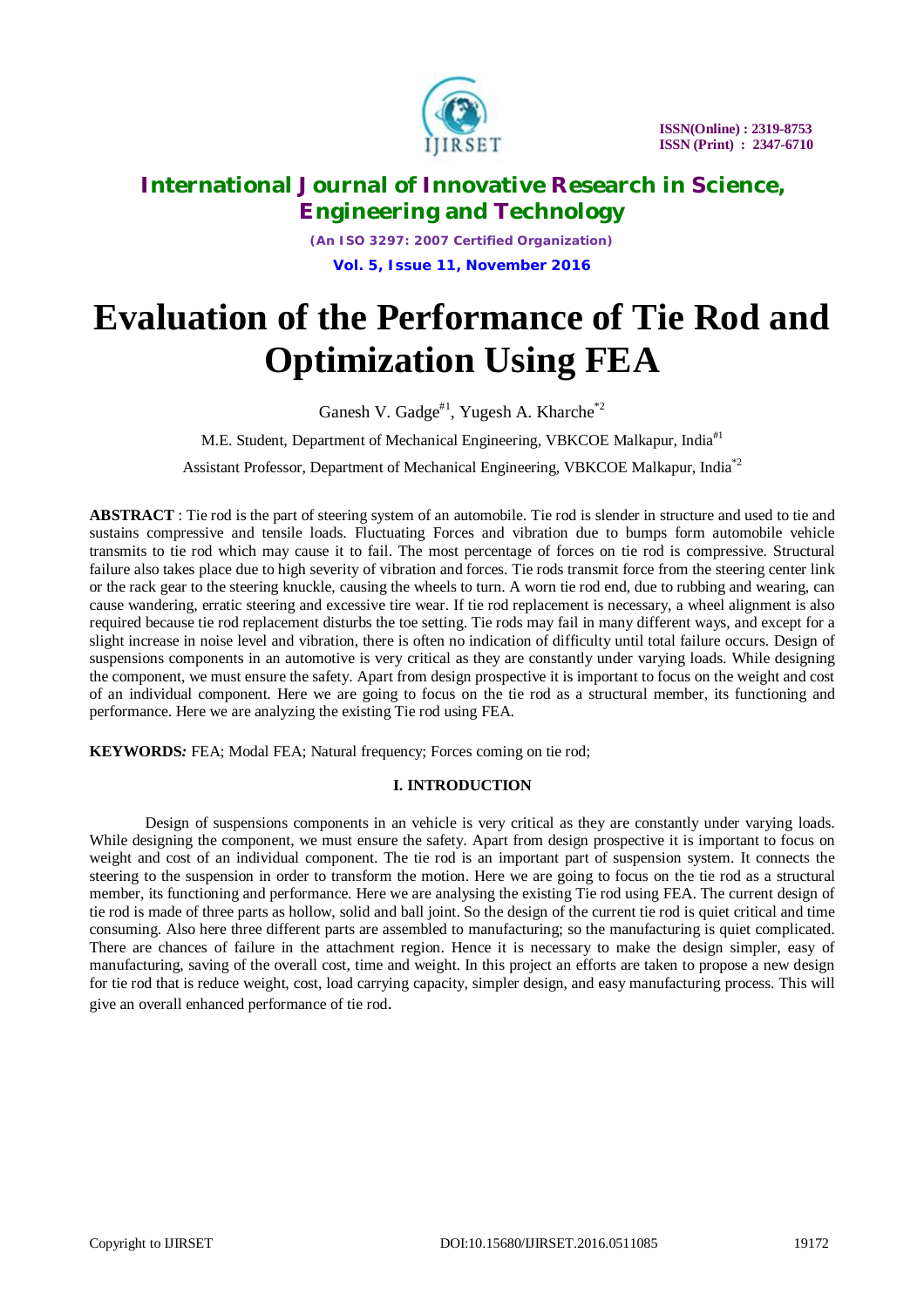# Evaluation of the Performance of Tie Rod and Optimization Using FEA

Ganesh V. Gadge[#1], Yugesh A. Kharche[*2]

M.E. Student, Department of Mechanical Engineering, VBKCOE Malkapur, India[#1]

Assistant Professor, Department of Mechanical Engineering, VBKCOE Malkapur, India[*2]

**ABSTRACT** : Tie rod is the part of steering system of an automobile. Tie rod is slender in structure and used to tie and sustains compressive and tensile loads. Fluctuating Forces and vibration due to bumps form automobile vehicle transmits to tie rod which may cause it to fail. The most percentage of forces on tie rod is compressive. Structural failure also takes place due to high severity of vibration and forces. Tie rods transmit force from the steering center link or the rack gear to the steering knuckle, causing the wheels to turn. A worn tie rod end, due to rubbing and wearing, can cause wandering, erratic steering and excessive tire wear. If tie rod replacement is necessary, a wheel alignment is also required because tie rod replacement disturbs the toe setting. Tie rods may fail in many different ways, and except for a slight increase in noise level and vibration, there is often no indication of difficulty until total failure occurs. Design of suspensions components in an automotive is very critical as they are constantly under varying loads. While designing the component, we must ensure the safety. Apart from design prospective it is important to focus on the weight and cost of an individual component. Here we are going to focus on the tie rod as a structural member, its functioning and performance. Here we are analyzing the existing Tie rod using FEA.

**KEYWORDS:** FEA; Modal FEA; Natural frequency; Forces coming on tie rod;

## I. INTRODUCTION

Design of suspensions components in an vehicle is very critical as they are constantly under varying loads. While designing the component, we must ensure the safety. Apart from design prospective it is important to focus on weight and cost of an individual component. The tie rod is an important part of suspension system. It connects the steering to the suspension in order to transform the motion. Here we are going to focus on the tie rod as a structural member, its functioning and performance. Here we are analysing the existing Tie rod using FEA. The current design of tie rod is made of three parts as hollow, solid and ball joint. So the design of the current tie rod is quiet critical and time consuming. Also here three different parts are assembled to manufacturing; so the manufacturing is quiet complicated. There are chances of failure in the attachment region. Hence it is necessary to make the design simpler, easy of manufacturing, saving of the overall cost, time and weight. In this project an efforts are taken to propose a new design for tie rod that is reduce weight, cost, load carrying capacity, simpler design, and easy manufacturing process. This will give an overall enhanced performance of tie rod.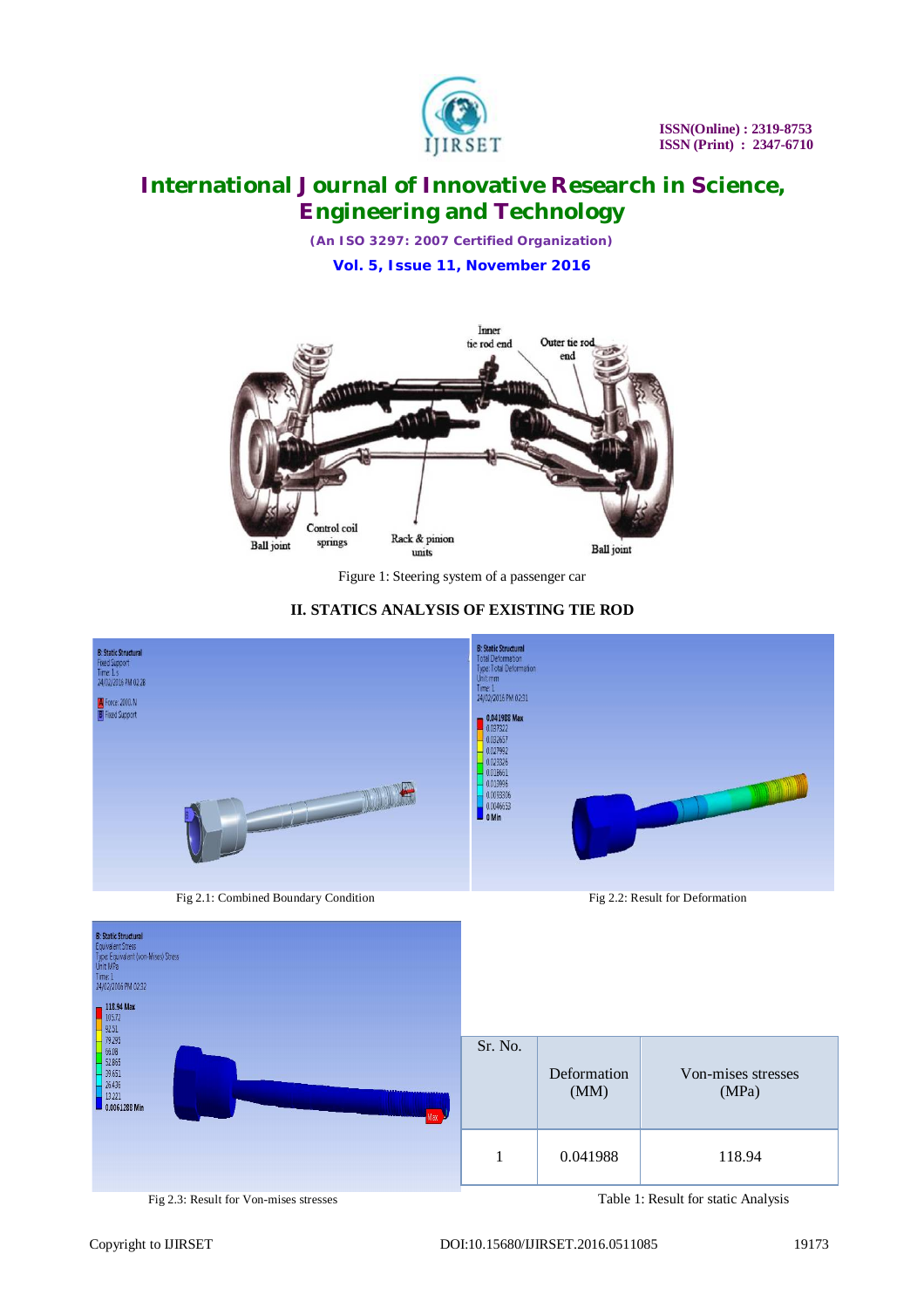Figure 1: Steering system of a passenger car

## II. STATICS ANALYSIS OF EXISTING TIE ROD

Fig 2.1: Combined Boundary Condition

Fig 2.2: Result for Deformation

Fig 2.3: Result for Von-mises stresses

| Sr. No. | Deformation (MM) | Von-mises stresses (MPa) |
|---|---|---|
| 1 | 0.041988 | 118.94 |

Table 1: Result for static Analysis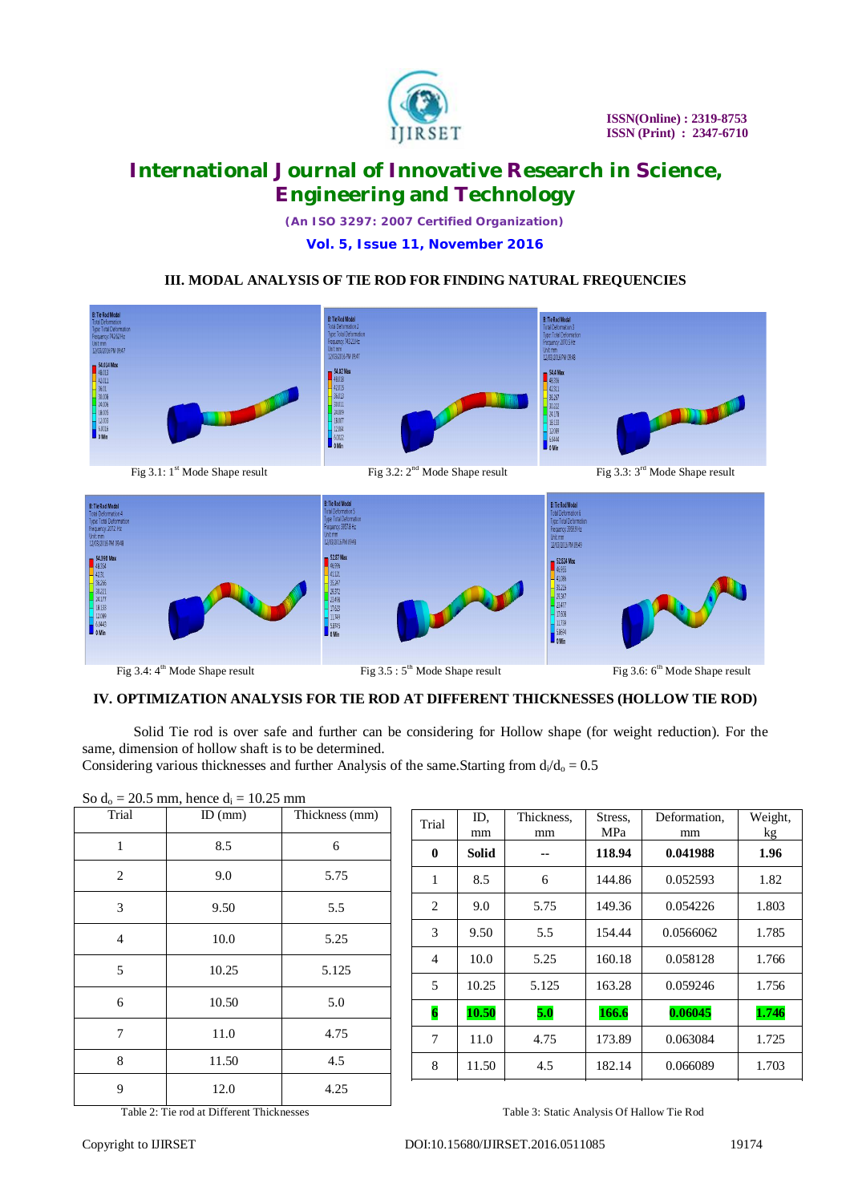## III. MODAL ANALYSIS OF TIE ROD FOR FINDING NATURAL FREQUENCIES

Fig 3.1: 1[st] Mode Shape result

Fig 3.2: 2[nd] Mode Shape result

Fig 3.3: 3[rd] Mode Shape result

Fig 3.4: 4[th] Mode Shape result

Fig 3.5 : 5[th] Mode Shape result

Fig 3.6: 6[th] Mode Shape result

## IV. OPTIMIZATION ANALYSIS FOR TIE ROD AT DIFFERENT THICKNESSES (HOLLOW TIE ROD)

Solid Tie rod is over safe and further can be considering for Hollow shape (for weight reduction). For the same, dimension of hollow shaft is to be determined.

Considering various thicknesses and further Analysis of the same.Starting from $d_i/d_o = 0.5$

So $d_o = 20.5$ mm, hence $d_i = 10.25$ mm

| Trial | ID (mm) | Thickness (mm) |
|---|---|---|
| 1 | 8.5 | 6 |
| 2 | 9.0 | 5.75 |
| 3 | 9.50 | 5.5 |
| 4 | 10.0 | 5.25 |
| 5 | 10.25 | 5.125 |
| 6 | 10.50 | 5.0 |
| 7 | 11.0 | 4.75 |
| 8 | 11.50 | 4.5 |
| 9 | 12.0 | 4.25 |

Table 2: Tie rod at Different Thicknesses

| Trial | ID, mm | Thickness, mm | Stress, MPa | Deformation, mm | Weight, kg |
|---|---|---|---|---|---|
| **0** | **Solid** | **--** | **118.94** | **0.041988** | **1.96** |
| 1 | 8.5 | 6 | 144.86 | 0.052593 | 1.82 |
| 2 | 9.0 | 5.75 | 149.36 | 0.054226 | 1.803 |
| 3 | 9.50 | 5.5 | 154.44 | 0.0566062 | 1.785 |
| 4 | 10.0 | 5.25 | 160.18 | 0.058128 | 1.766 |
| 5 | 10.25 | 5.125 | 163.28 | 0.059246 | 1.756 |
| **6** | **10.50** | **5.0** | **166.6** | **0.06045** | **1.746** |
| 7 | 11.0 | 4.75 | 173.89 | 0.063084 | 1.725 |
| 8 | 11.50 | 4.5 | 182.14 | 0.066089 | 1.703 |

Table 3: Static Analysis Of Hallow Tie Rod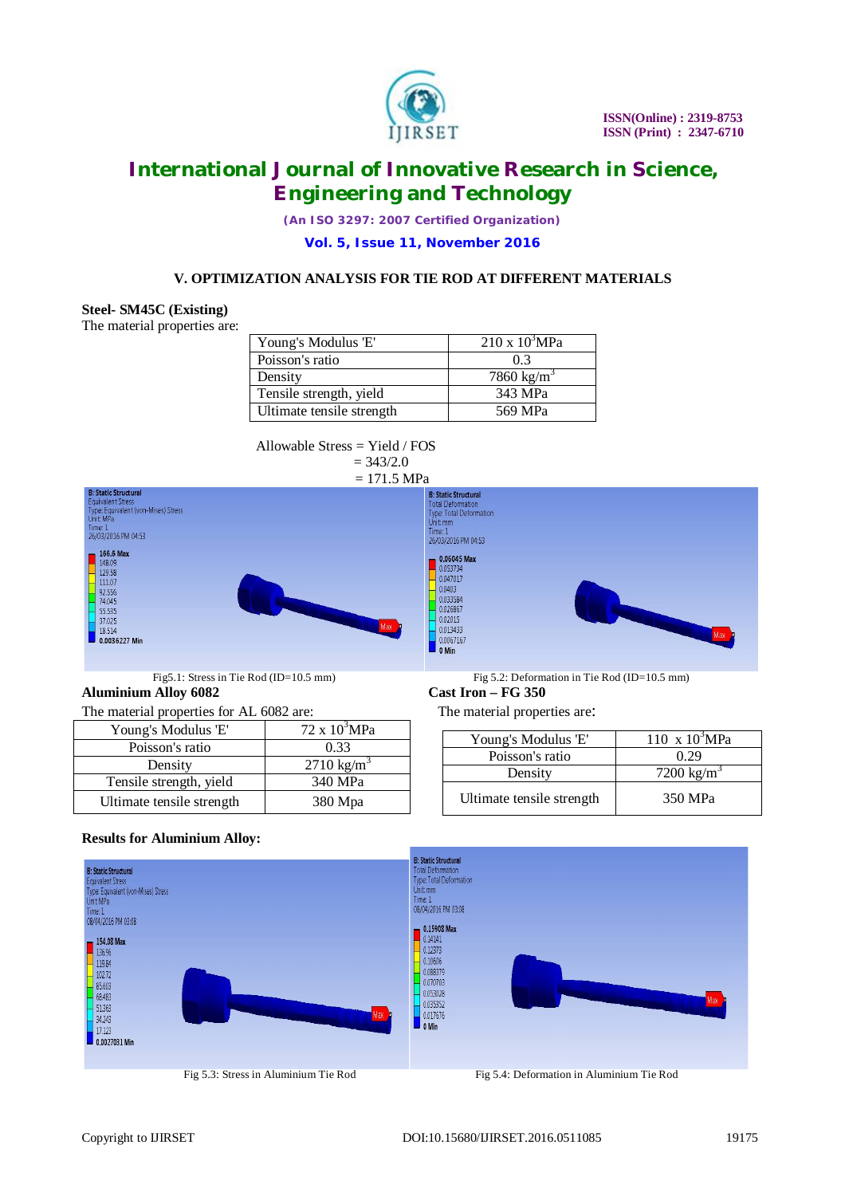## V. OPTIMIZATION ANALYSIS FOR TIE ROD AT DIFFERENT MATERIALS

**Steel- SM45C (Existing)**

The material properties are:

| Property | Value |
|---|---|
| Young's Modulus 'E' | $210 \times 10^3$ MPa |
| Poisson's ratio | 0.3 |
| Density | 7860 $kg/m^3$ |
| Tensile strength, yield | 343 MPa |
| Ultimate tensile strength | 569 MPa |

Allowable Stress = Yield / FOS

= 343/2.0

= 171.5 MPa

Fig5.1: Stress in Tie Rod (ID=10.5 mm)

Fig 5.2: Deformation in Tie Rod (ID=10.5 mm)

**Aluminium Alloy 6082**

The material properties for AL 6082 are:

| Property | Value |
|---|---|
| Young's Modulus 'E' | $72 \times 10^3$ MPa |
| Poisson's ratio | 0.33 |
| Density | 2710 $kg/m^3$ |
| Tensile strength, yield | 340 MPa |
| Ultimate tensile strength | 380 Mpa |

**Cast Iron – FG 350**

The material properties are:

| Property | Value |
|---|---|
| Young's Modulus 'E' | $110 \times 10^3$ MPa |
| Poisson's ratio | 0.29 |
| Density | 7200 $kg/m^3$ |
| Ultimate tensile strength | 350 MPa |

**Results for Aluminium Alloy:**

Fig 5.3: Stress in Aluminium Tie Rod

Fig 5.4: Deformation in Aluminium Tie Rod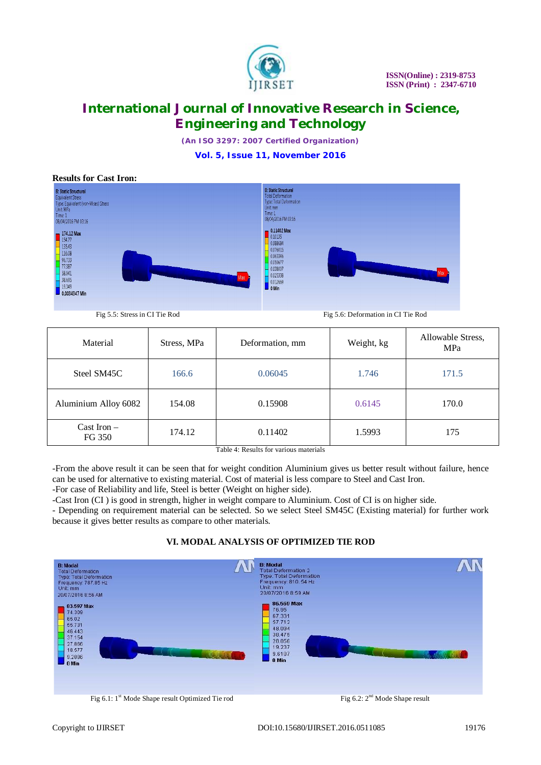**Results for Cast Iron:**

Fig 5.5: Stress in CI Tie Rod

Fig 5.6: Deformation in CI Tie Rod

| Material | Stress, MPa | Deformation, mm | Weight, kg | Allowable Stress, MPa |
|---|---|---|---|---|
| Steel SM45C | 166.6 | 0.06045 | 1.746 | 171.5 |
| Aluminium Alloy 6082 | 154.08 | 0.15908 | 0.6145 | 170.0 |
| Cast Iron – FG 350 | 174.12 | 0.11402 | 1.5993 | 175 |

Table 4: Results for various materials

-From the above result it can be seen that for weight condition Aluminium gives us better result without failure, hence can be used for alternative to existing material. Cost of material is less compare to Steel and Cast Iron.
-For case of Reliability and life, Steel is better (Weight on higher side).
-Cast Iron (CI ) is good in strength, higher in weight compare to Aluminium. Cost of CI is on higher side.
- Depending on requirement material can be selected. So we select Steel SM45C (Existing material) for further work because it gives better results as compare to other materials.

## VI. MODAL ANALYSIS OF OPTIMIZED TIE ROD

Fig 6.1: 1st Mode Shape result Optimized Tie rod

Fig 6.2: 2nd Mode Shape result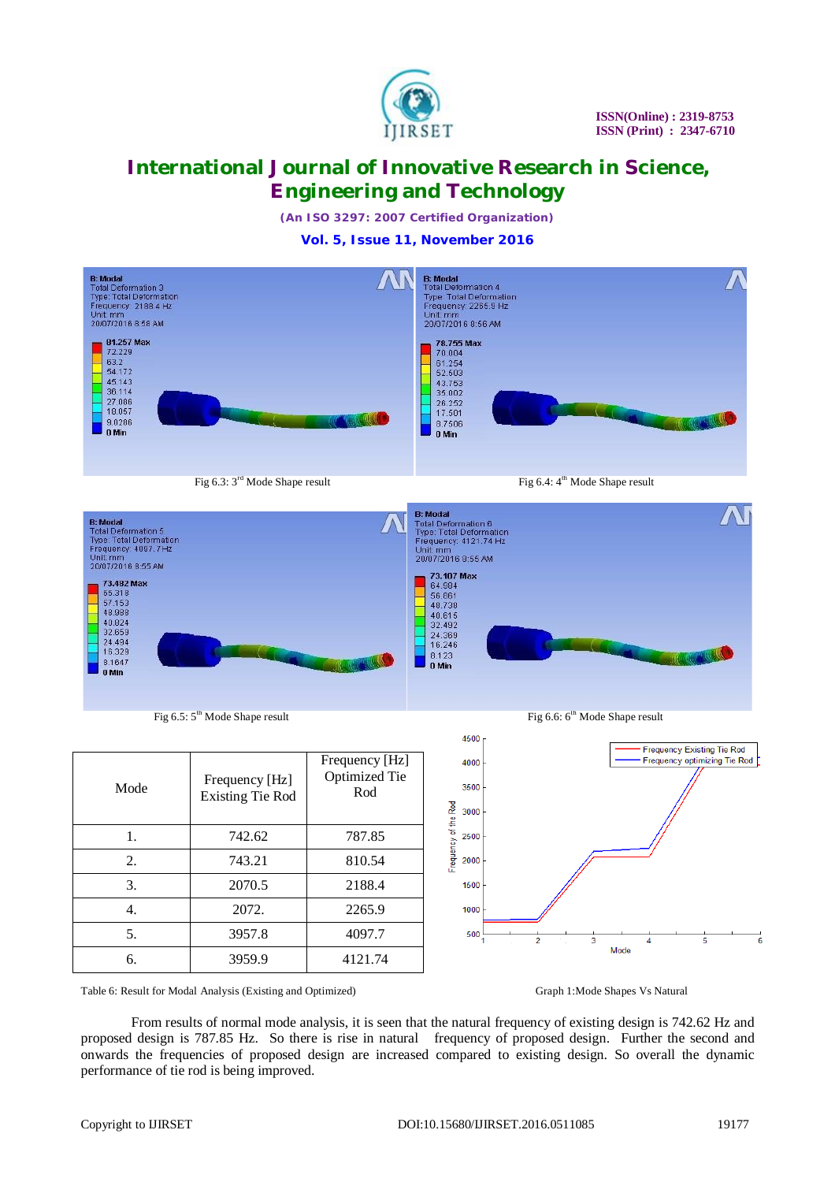Fig 6.3: 3[rd] Mode Shape result

Fig 6.4: 4[th] Mode Shape result

Fig 6.5: 5[th] Mode Shape result

Fig 6.6: 6[th] Mode Shape result

| Mode | Frequency [Hz] Existing Tie Rod | Frequency [Hz] Optimized Tie Rod |
|---|---|---|
| 1. | 742.62 | 787.85 |
| 2. | 743.21 | 810.54 |
| 3. | 2070.5 | 2188.4 |
| 4. | 2072. | 2265.9 |
| 5. | 3957.8 | 4097.7 |
| 6. | 3959.9 | 4121.74 |

Table 6: Result for Modal Analysis (Existing and Optimized)

Graph 1:Mode Shapes Vs Natural

From results of normal mode analysis, it is seen that the natural frequency of existing design is 742.62 Hz and proposed design is 787.85 Hz. So there is rise in natural frequency of proposed design. Further the second and onwards the frequencies of proposed design are increased compared to existing design. So overall the dynamic performance of tie rod is being improved.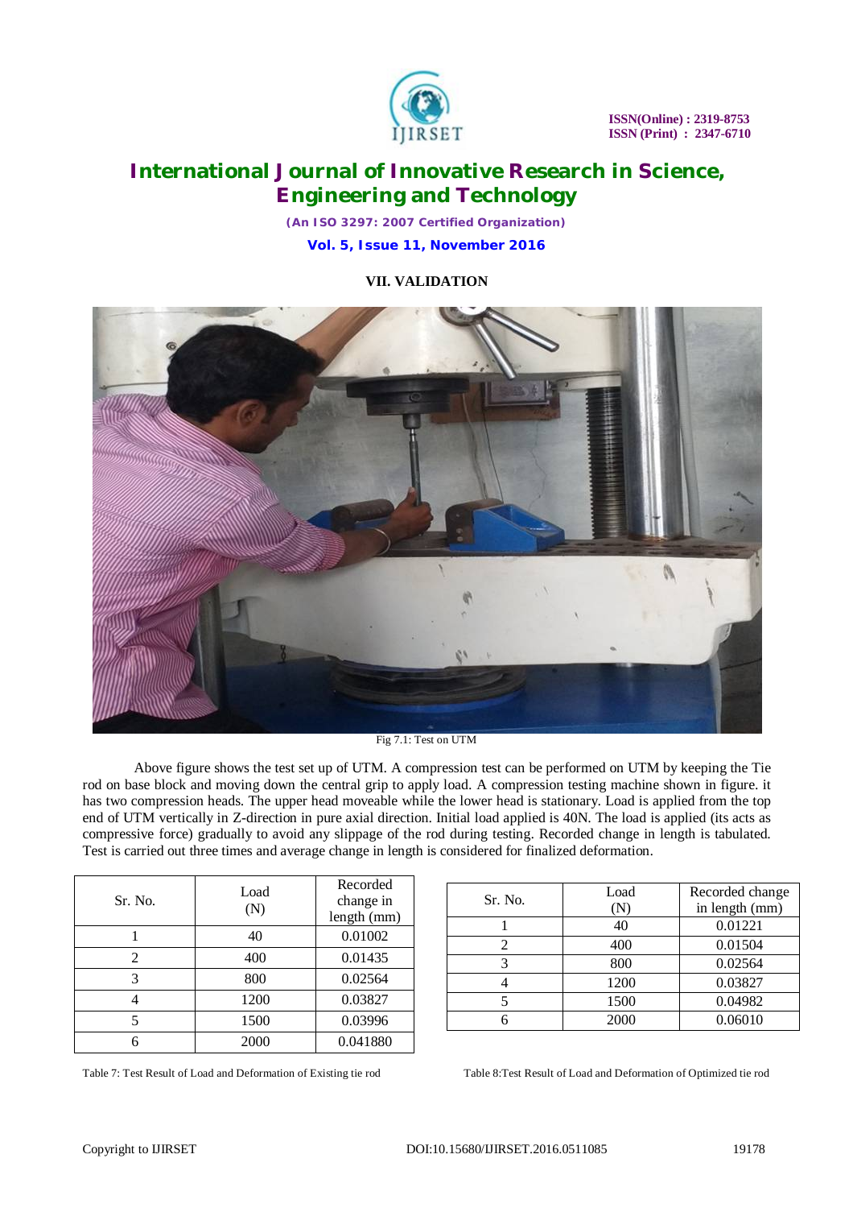## VII. VALIDATION

Fig 7.1: Test on UTM

Above figure shows the test set up of UTM. A compression test can be performed on UTM by keeping the Tie rod on base block and moving down the central grip to apply load. A compression testing machine shown in figure. it has two compression heads. The upper head moveable while the lower head is stationary. Load is applied from the top end of UTM vertically in Z-direction in pure axial direction. Initial load applied is 40N. The load is applied (its acts as compressive force) gradually to avoid any slippage of the rod during testing. Recorded change in length is tabulated. Test is carried out three times and average change in length is considered for finalized deformation.

| Sr. No. | Load (N) | Recorded change in length (mm) |
|---|---|---|
| 1 | 40 | 0.01002 |
| 2 | 400 | 0.01435 |
| 3 | 800 | 0.02564 |
| 4 | 1200 | 0.03827 |
| 5 | 1500 | 0.03996 |
| 6 | 2000 | 0.041880 |

Table 7: Test Result of Load and Deformation of Existing tie rod

| Sr. No. | Load (N) | Recorded change in length (mm) |
|---|---|---|
| 1 | 40 | 0.01221 |
| 2 | 400 | 0.01504 |
| 3 | 800 | 0.02564 |
| 4 | 1200 | 0.03827 |
| 5 | 1500 | 0.04982 |
| 6 | 2000 | 0.06010 |

Table 8:Test Result of Load and Deformation of Optimized tie rod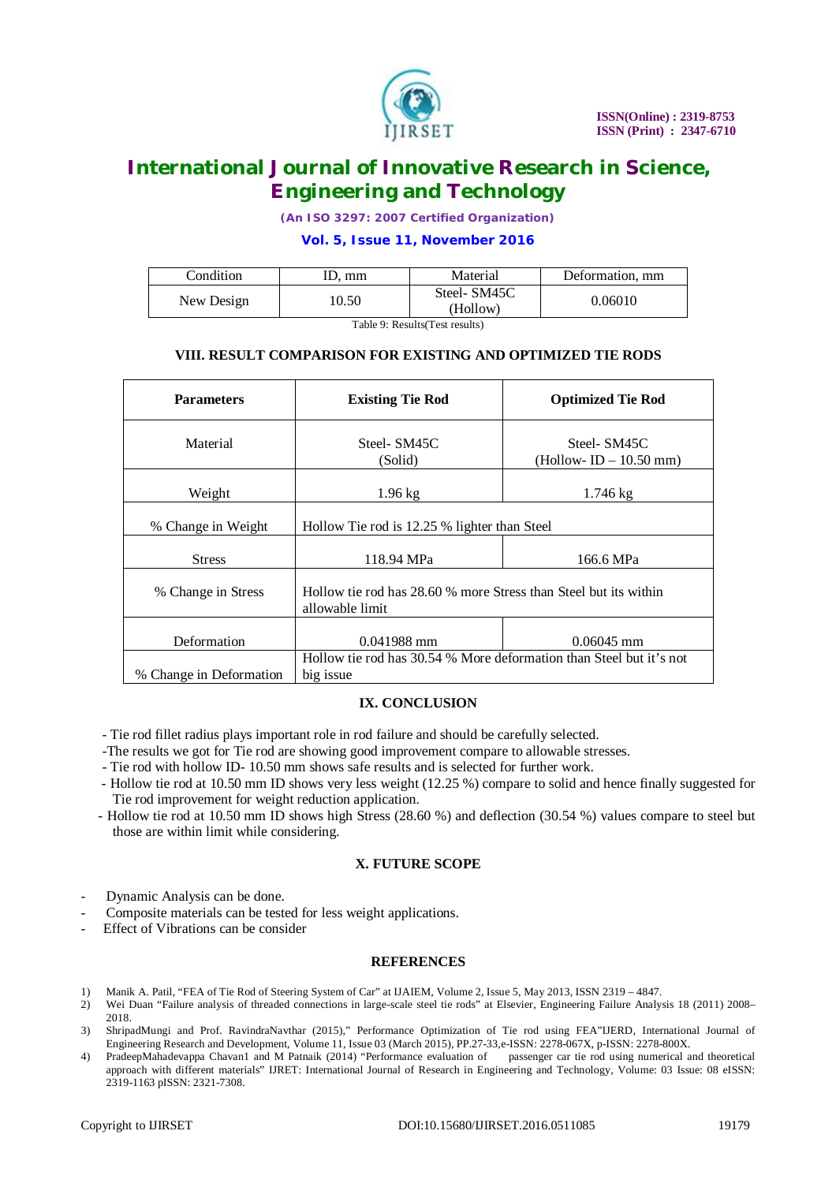| Condition | ID, mm | Material | Deformation, mm |
|---|---|---|---|
| New Design | 10.50 | Steel- SM45C (Hollow) | 0.06010 |

Table 9: Results(Test results)

### VIII. RESULT COMPARISON FOR EXISTING AND OPTIMIZED TIE RODS

| Parameters | Existing Tie Rod | Optimized Tie Rod |
|---|---|---|
| Material | Steel- SM45C (Solid) | Steel- SM45C (Hollow- ID – 10.50 mm) |
| Weight | 1.96 kg | 1.746 kg |
| % Change in Weight | Hollow Tie rod is 12.25 % lighter than Steel | |
| Stress | 118.94 MPa | 166.6 MPa |
| % Change in Stress | Hollow tie rod has 28.60 % more Stress than Steel but its within allowable limit | |
| Deformation | 0.041988 mm | 0.06045 mm |
| % Change in Deformation | Hollow tie rod has 30.54 % More deformation than Steel but it's not big issue | |

### IX. CONCLUSION

- Tie rod fillet radius plays important role in rod failure and should be carefully selected.
- The results we got for Tie rod are showing good improvement compare to allowable stresses.
- Tie rod with hollow ID- 10.50 mm shows safe results and is selected for further work.
- Hollow tie rod at 10.50 mm ID shows very less weight (12.25 %) compare to solid and hence finally suggested for Tie rod improvement for weight reduction application.
- Hollow tie rod at 10.50 mm ID shows high Stress (28.60 %) and deflection (30.54 %) values compare to steel but those are within limit while considering.

### X. FUTURE SCOPE

- Dynamic Analysis can be done.
- Composite materials can be tested for less weight applications.
- Effect of Vibrations can be consider

### REFERENCES

1) Manik A. Patil, "FEA of Tie Rod of Steering System of Car" at IJAIEM, Volume 2, Issue 5, May 2013, ISSN 2319 – 4847.
2) Wei Duan "Failure analysis of threaded connections in large-scale steel tie rods" at Elsevier, Engineering Failure Analysis 18 (2011) 2008–2018.
3) ShripadMungi and Prof. RavindraNavthar (2015)," Performance Optimization of Tie rod using FEA"IJERD, International Journal of Engineering Research and Development, Volume 11, Issue 03 (March 2015), PP.27-33,e-ISSN: 2278-067X, p-ISSN: 2278-800X.
4) PradeepMahadevappa Chavan1 and M Patnaik (2014) "Performance evaluation of passenger car tie rod using numerical and theoretical approach with different materials" IJRET: International Journal of Research in Engineering and Technology, Volume: 03 Issue: 08 eISSN: 2319-1163 pISSN: 2321-7308.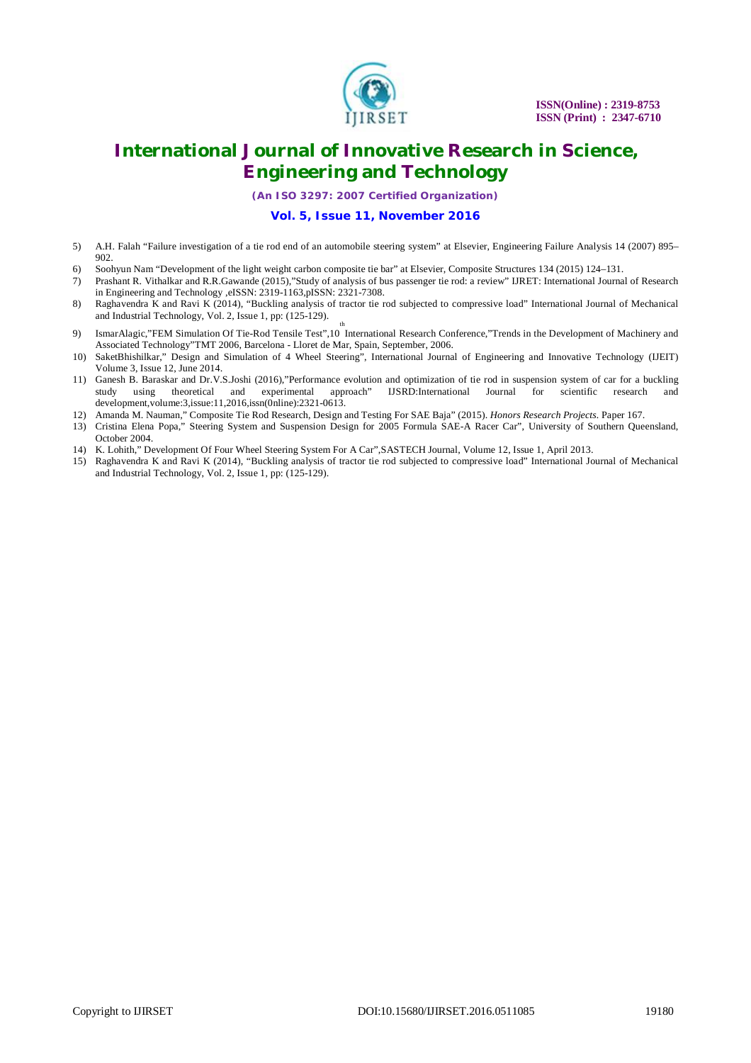5) A.H. Falah "Failure investigation of a tie rod end of an automobile steering system" at Elsevier, Engineering Failure Analysis 14 (2007) 895–902.
6) Soohyun Nam "Development of the light weight carbon composite tie bar" at Elsevier, Composite Structures 134 (2015) 124–131.
7) Prashant R. Vithalkar and R.R.Gawande (2015),"Study of analysis of bus passenger tie rod: a review" IJRET: International Journal of Research in Engineering and Technology ,eISSN: 2319-1163,pISSN: 2321-7308.
8) Raghavendra K and Ravi K (2014), "Buckling analysis of tractor tie rod subjected to compressive load" International Journal of Mechanical and Industrial Technology, Vol. 2, Issue 1, pp: (125-129).
9) IsmarAlagic,"FEM Simulation Of Tie-Rod Tensile Test",10th International Research Conference,"Trends in the Development of Machinery and Associated Technology"TMT 2006, Barcelona - Lloret de Mar, Spain, September, 2006.
10) SaketBhishilkar," Design and Simulation of 4 Wheel Steering", International Journal of Engineering and Innovative Technology (IJEIT) Volume 3, Issue 12, June 2014.
11) Ganesh B. Baraskar and Dr.V.S.Joshi (2016),"Performance evolution and optimization of tie rod in suspension system of car for a buckling study using theoretical and experimental approach" IJSRD:International Journal for scientific research and development,volume:3,issue:11,2016,issn(0nline):2321-0613.
12) Amanda M. Nauman," Composite Tie Rod Research, Design and Testing For SAE Baja" (2015). *Honors Research Projects*. Paper 167.
13) Cristina Elena Popa," Steering System and Suspension Design for 2005 Formula SAE-A Racer Car", University of Southern Queensland, October 2004.
14) K. Lohith," Development Of Four Wheel Steering System For A Car",SASTECH Journal, Volume 12, Issue 1, April 2013.
15) Raghavendra K and Ravi K (2014), "Buckling analysis of tractor tie rod subjected to compressive load" International Journal of Mechanical and Industrial Technology, Vol. 2, Issue 1, pp: (125-129).